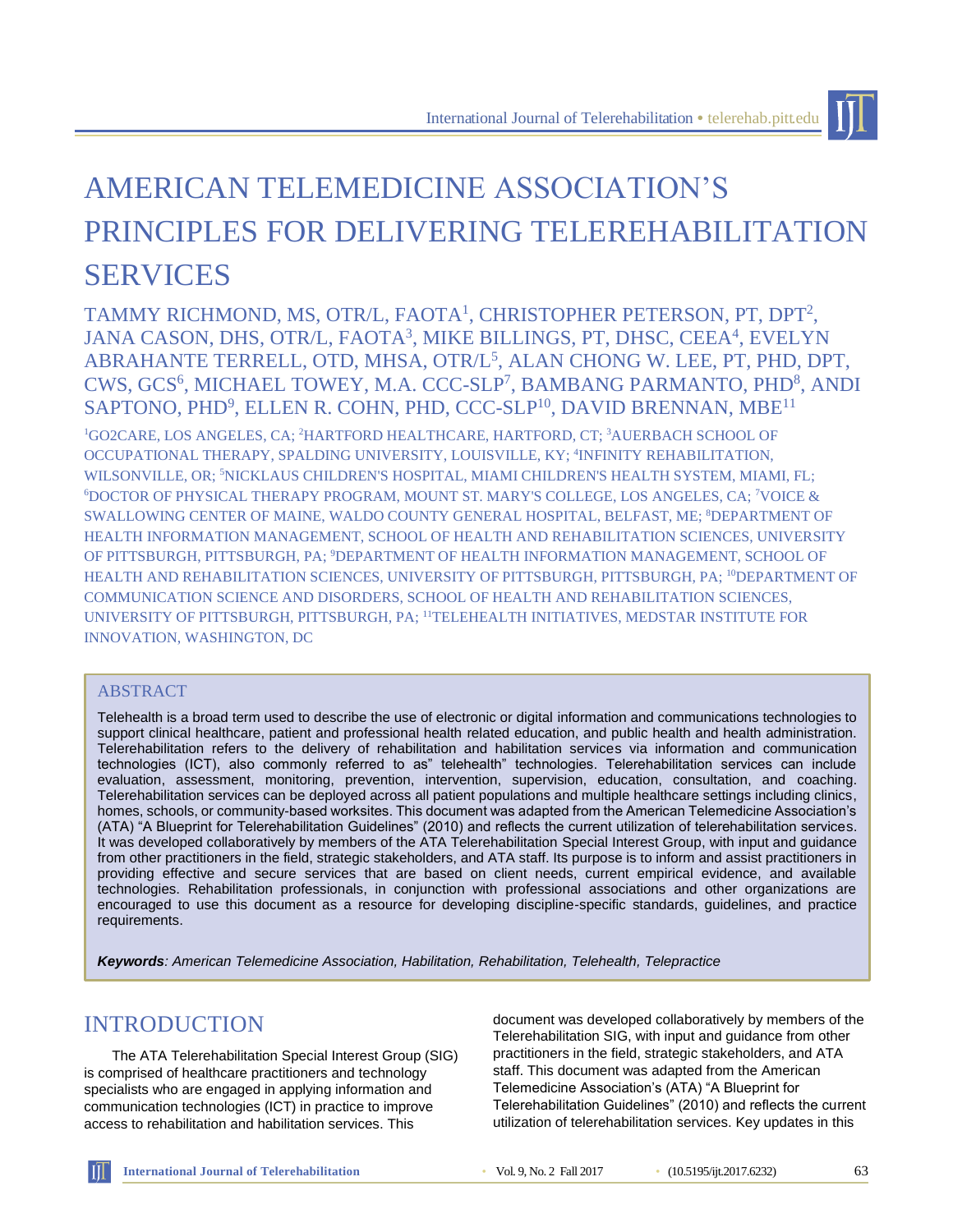# AMERICAN TELEMEDICINE ASSOCIATION'S PRINCIPLES FOR DELIVERING TELEREHABILITATION SERVICES

TAMMY RICHMOND, MS, OTR/L, FAOTA[1], CHRISTOPHER PETERSON, PT, DPT[2], JANA CASON, DHS, OTR/L, FAOTA[3], MIKE BILLINGS, PT, DHSC, CEEA[4], EVELYN ABRAHANTE TERRELL, OTD, MHSA, OTR/L[5], ALAN CHONG W. LEE, PT, PHD, DPT, CWS, GCS[6], MICHAEL TOWEY, M.A. CCC-SLP[7], BAMBANG PARMANTO, PHD[8], ANDI SAPTONO, PHD[9], ELLEN R. COHN, PHD, CCC-SLP[10], DAVID BRENNAN, MBE[11]

[1]GO2CARE, LOS ANGELES, CA; [2]HARTFORD HEALTHCARE, HARTFORD, CT; [3]AUERBACH SCHOOL OF OCCUPATIONAL THERAPY, SPALDING UNIVERSITY, LOUISVILLE, KY; [4]INFINITY REHABILITATION, WILSONVILLE, OR; [5]NICKLAUS CHILDREN'S HOSPITAL, MIAMI CHILDREN'S HEALTH SYSTEM, MIAMI, FL; [6]DOCTOR OF PHYSICAL THERAPY PROGRAM, MOUNT ST. MARY'S COLLEGE, LOS ANGELES, CA; [7]VOICE & SWALLOWING CENTER OF MAINE, WALDO COUNTY GENERAL HOSPITAL, BELFAST, ME; [8]DEPARTMENT OF HEALTH INFORMATION MANAGEMENT, SCHOOL OF HEALTH AND REHABILITATION SCIENCES, UNIVERSITY OF PITTSBURGH, PITTSBURGH, PA; [9]DEPARTMENT OF HEALTH INFORMATION MANAGEMENT, SCHOOL OF HEALTH AND REHABILITATION SCIENCES, UNIVERSITY OF PITTSBURGH, PITTSBURGH, PA; [10]DEPARTMENT OF COMMUNICATION SCIENCE AND DISORDERS, SCHOOL OF HEALTH AND REHABILITATION SCIENCES, UNIVERSITY OF PITTSBURGH, PITTSBURGH, PA; [11]TELEHEALTH INITIATIVES, MEDSTAR INSTITUTE FOR INNOVATION, WASHINGTON, DC

## ABSTRACT

Telehealth is a broad term used to describe the use of electronic or digital information and communications technologies to support clinical healthcare, patient and professional health related education, and public health and health administration. Telerehabilitation refers to the delivery of rehabilitation and habilitation services via information and communication technologies (ICT), also commonly referred to as" telehealth" technologies. Telerehabilitation services can include evaluation, assessment, monitoring, prevention, intervention, supervision, education, consultation, and coaching. Telerehabilitation services can be deployed across all patient populations and multiple healthcare settings including clinics, homes, schools, or community-based worksites. This document was adapted from the American Telemedicine Association's (ATA) "A Blueprint for Telerehabilitation Guidelines" (2010) and reflects the current utilization of telerehabilitation services. It was developed collaboratively by members of the ATA Telerehabilitation Special Interest Group, with input and guidance from other practitioners in the field, strategic stakeholders, and ATA staff. Its purpose is to inform and assist practitioners in providing effective and secure services that are based on client needs, current empirical evidence, and available technologies. Rehabilitation professionals, in conjunction with professional associations and other organizations are encouraged to use this document as a resource for developing discipline-specific standards, guidelines, and practice requirements.

***Keywords****: American Telemedicine Association, Habilitation, Rehabilitation, Telehealth, Telepractice*

## INTRODUCTION

The ATA Telerehabilitation Special Interest Group (SIG) is comprised of healthcare practitioners and technology specialists who are engaged in applying information and communication technologies (ICT) in practice to improve access to rehabilitation and habilitation services. This document was developed collaboratively by members of the Telerehabilitation SIG, with input and guidance from other practitioners in the field, strategic stakeholders, and ATA staff. This document was adapted from the American Telemedicine Association's (ATA) "A Blueprint for Telerehabilitation Guidelines" (2010) and reflects the current utilization of telerehabilitation services. Key updates in this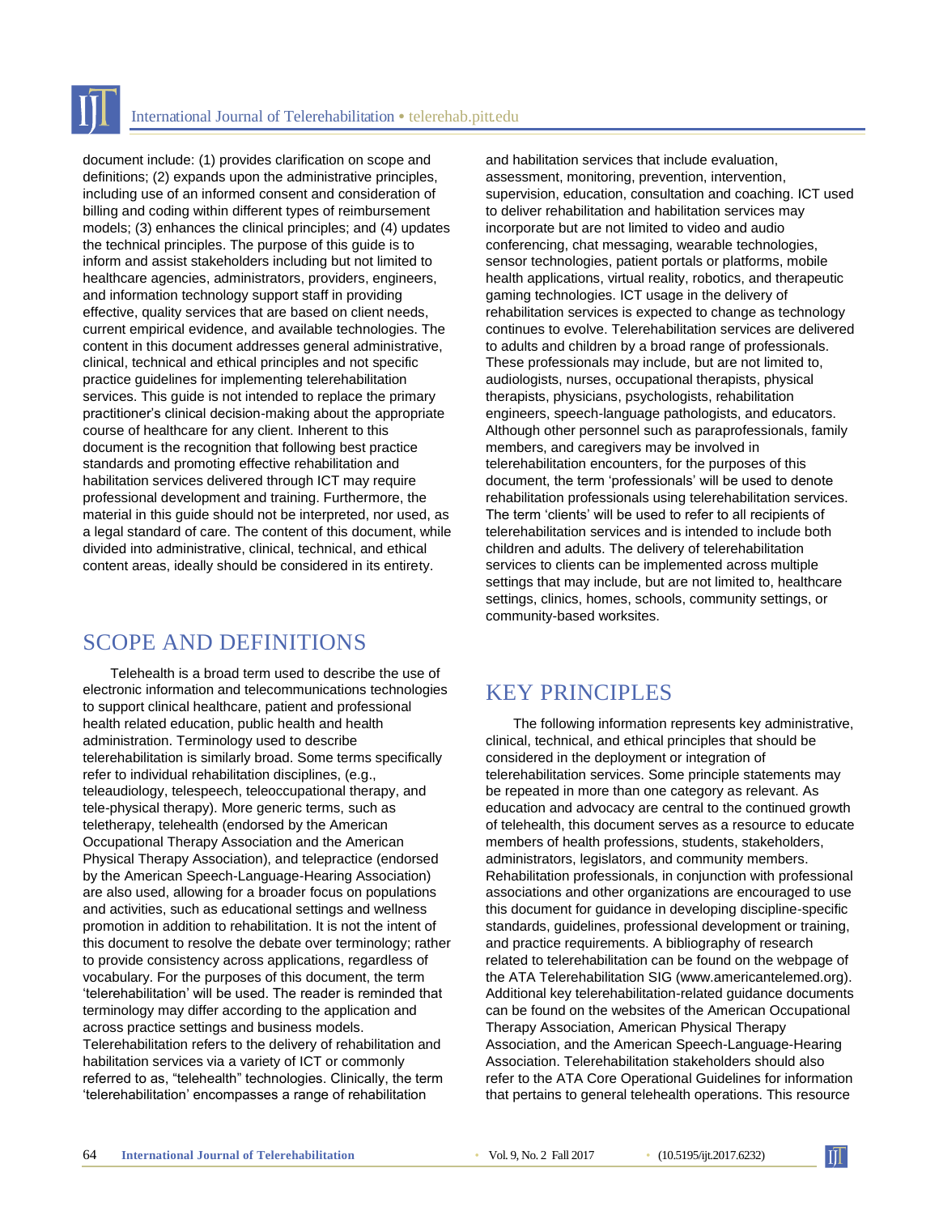document include: (1) provides clarification on scope and definitions; (2) expands upon the administrative principles, including use of an informed consent and consideration of billing and coding within different types of reimbursement models; (3) enhances the clinical principles; and (4) updates the technical principles. The purpose of this guide is to inform and assist stakeholders including but not limited to healthcare agencies, administrators, providers, engineers, and information technology support staff in providing effective, quality services that are based on client needs, current empirical evidence, and available technologies. The content in this document addresses general administrative, clinical, technical and ethical principles and not specific practice guidelines for implementing telerehabilitation services. This guide is not intended to replace the primary practitioner's clinical decision-making about the appropriate course of healthcare for any client. Inherent to this document is the recognition that following best practice standards and promoting effective rehabilitation and habilitation services delivered through ICT may require professional development and training. Furthermore, the material in this guide should not be interpreted, nor used, as a legal standard of care. The content of this document, while divided into administrative, clinical, technical, and ethical content areas, ideally should be considered in its entirety.

## SCOPE AND DEFINITIONS

Telehealth is a broad term used to describe the use of electronic information and telecommunications technologies to support clinical healthcare, patient and professional health related education, public health and health administration. Terminology used to describe telerehabilitation is similarly broad. Some terms specifically refer to individual rehabilitation disciplines, (e.g., teleaudiology, telespeech, teleoccupational therapy, and tele-physical therapy). More generic terms, such as teletherapy, telehealth (endorsed by the American Occupational Therapy Association and the American Physical Therapy Association), and telepractice (endorsed by the American Speech-Language-Hearing Association) are also used, allowing for a broader focus on populations and activities, such as educational settings and wellness promotion in addition to rehabilitation. It is not the intent of this document to resolve the debate over terminology; rather to provide consistency across applications, regardless of vocabulary. For the purposes of this document, the term 'telerehabilitation' will be used. The reader is reminded that terminology may differ according to the application and across practice settings and business models. Telerehabilitation refers to the delivery of rehabilitation and habilitation services via a variety of ICT or commonly referred to as, "telehealth" technologies. Clinically, the term 'telerehabilitation' encompasses a range of rehabilitation and habilitation services that include evaluation, assessment, monitoring, prevention, intervention, supervision, education, consultation and coaching. ICT used to deliver rehabilitation and habilitation services may incorporate but are not limited to video and audio conferencing, chat messaging, wearable technologies, sensor technologies, patient portals or platforms, mobile health applications, virtual reality, robotics, and therapeutic gaming technologies. ICT usage in the delivery of rehabilitation services is expected to change as technology continues to evolve. Telerehabilitation services are delivered to adults and children by a broad range of professionals. These professionals may include, but are not limited to, audiologists, nurses, occupational therapists, physical therapists, physicians, psychologists, rehabilitation engineers, speech-language pathologists, and educators. Although other personnel such as paraprofessionals, family members, and caregivers may be involved in telerehabilitation encounters, for the purposes of this document, the term 'professionals' will be used to denote rehabilitation professionals using telerehabilitation services. The term 'clients' will be used to refer to all recipients of telerehabilitation services and is intended to include both children and adults. The delivery of telerehabilitation services to clients can be implemented across multiple settings that may include, but are not limited to, healthcare settings, clinics, homes, schools, community settings, or community-based worksites.

## KEY PRINCIPLES

The following information represents key administrative, clinical, technical, and ethical principles that should be considered in the deployment or integration of telerehabilitation services. Some principle statements may be repeated in more than one category as relevant. As education and advocacy are central to the continued growth of telehealth, this document serves as a resource to educate members of health professions, students, stakeholders, administrators, legislators, and community members. Rehabilitation professionals, in conjunction with professional associations and other organizations are encouraged to use this document for guidance in developing discipline-specific standards, guidelines, professional development or training, and practice requirements. A bibliography of research related to telerehabilitation can be found on the webpage of the ATA Telerehabilitation SIG (www.americantelemed.org). Additional key telerehabilitation-related guidance documents can be found on the websites of the American Occupational Therapy Association, American Physical Therapy Association, and the American Speech-Language-Hearing Association. Telerehabilitation stakeholders should also refer to the ATA Core Operational Guidelines for information that pertains to general telehealth operations. This resource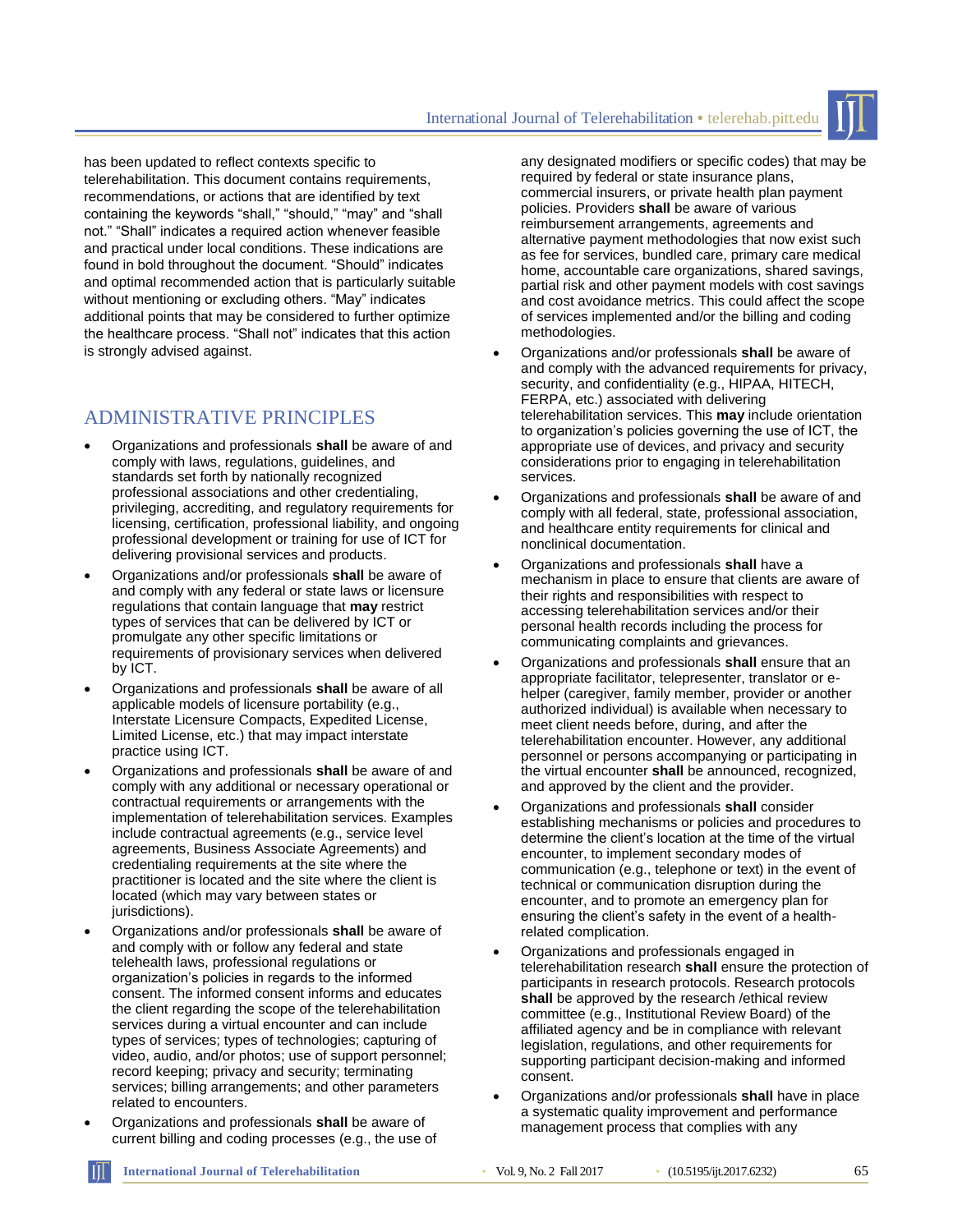has been updated to reflect contexts specific to telerehabilitation. This document contains requirements, recommendations, or actions that are identified by text containing the keywords "shall," "should," "may" and "shall not." "Shall" indicates a required action whenever feasible and practical under local conditions. These indications are found in bold throughout the document. "Should" indicates and optimal recommended action that is particularly suitable without mentioning or excluding others. "May" indicates additional points that may be considered to further optimize the healthcare process. "Shall not" indicates that this action is strongly advised against.

## ADMINISTRATIVE PRINCIPLES

- Organizations and professionals **shall** be aware of and comply with laws, regulations, guidelines, and standards set forth by nationally recognized professional associations and other credentialing, privileging, accrediting, and regulatory requirements for licensing, certification, professional liability, and ongoing professional development or training for use of ICT for delivering provisional services and products.
- Organizations and/or professionals **shall** be aware of and comply with any federal or state laws or licensure regulations that contain language that **may** restrict types of services that can be delivered by ICT or promulgate any other specific limitations or requirements of provisionary services when delivered by ICT.
- Organizations and professionals **shall** be aware of all applicable models of licensure portability (e.g., Interstate Licensure Compacts, Expedited License, Limited License, etc.) that may impact interstate practice using ICT.
- Organizations and professionals **shall** be aware of and comply with any additional or necessary operational or contractual requirements or arrangements with the implementation of telerehabilitation services. Examples include contractual agreements (e.g., service level agreements, Business Associate Agreements) and credentialing requirements at the site where the practitioner is located and the site where the client is located (which may vary between states or jurisdictions).
- Organizations and/or professionals **shall** be aware of and comply with or follow any federal and state telehealth laws, professional regulations or organization's policies in regards to the informed consent. The informed consent informs and educates the client regarding the scope of the telerehabilitation services during a virtual encounter and can include types of services; types of technologies; capturing of video, audio, and/or photos; use of support personnel; record keeping; privacy and security; terminating services; billing arrangements; and other parameters related to encounters.
- Organizations and professionals **shall** be aware of current billing and coding processes (e.g., the use of any designated modifiers or specific codes) that may be required by federal or state insurance plans, commercial insurers, or private health plan payment policies. Providers **shall** be aware of various reimbursement arrangements, agreements and alternative payment methodologies that now exist such as fee for services, bundled care, primary care medical home, accountable care organizations, shared savings, partial risk and other payment models with cost savings and cost avoidance metrics. This could affect the scope of services implemented and/or the billing and coding methodologies.
- Organizations and/or professionals **shall** be aware of and comply with the advanced requirements for privacy, security, and confidentiality (e.g., HIPAA, HITECH, FERPA, etc.) associated with delivering telerehabilitation services. This **may** include orientation to organization's policies governing the use of ICT, the appropriate use of devices, and privacy and security considerations prior to engaging in telerehabilitation services.
- Organizations and professionals **shall** be aware of and comply with all federal, state, professional association, and healthcare entity requirements for clinical and nonclinical documentation.
- Organizations and professionals **shall** have a mechanism in place to ensure that clients are aware of their rights and responsibilities with respect to accessing telerehabilitation services and/or their personal health records including the process for communicating complaints and grievances.
- Organizations and professionals **shall** ensure that an appropriate facilitator, telepresenter, translator or e-helper (caregiver, family member, provider or another authorized individual) is available when necessary to meet client needs before, during, and after the telerehabilitation encounter. However, any additional personnel or persons accompanying or participating in the virtual encounter **shall** be announced, recognized, and approved by the client and the provider.
- Organizations and professionals **shall** consider establishing mechanisms or policies and procedures to determine the client's location at the time of the virtual encounter, to implement secondary modes of communication (e.g., telephone or text) in the event of technical or communication disruption during the encounter, and to promote an emergency plan for ensuring the client's safety in the event of a health-related complication.
- Organizations and professionals engaged in telerehabilitation research **shall** ensure the protection of participants in research protocols. Research protocols **shall** be approved by the research /ethical review committee (e.g., Institutional Review Board) of the affiliated agency and be in compliance with relevant legislation, regulations, and other requirements for supporting participant decision-making and informed consent.
- Organizations and/or professionals **shall** have in place a systematic quality improvement and performance management process that complies with any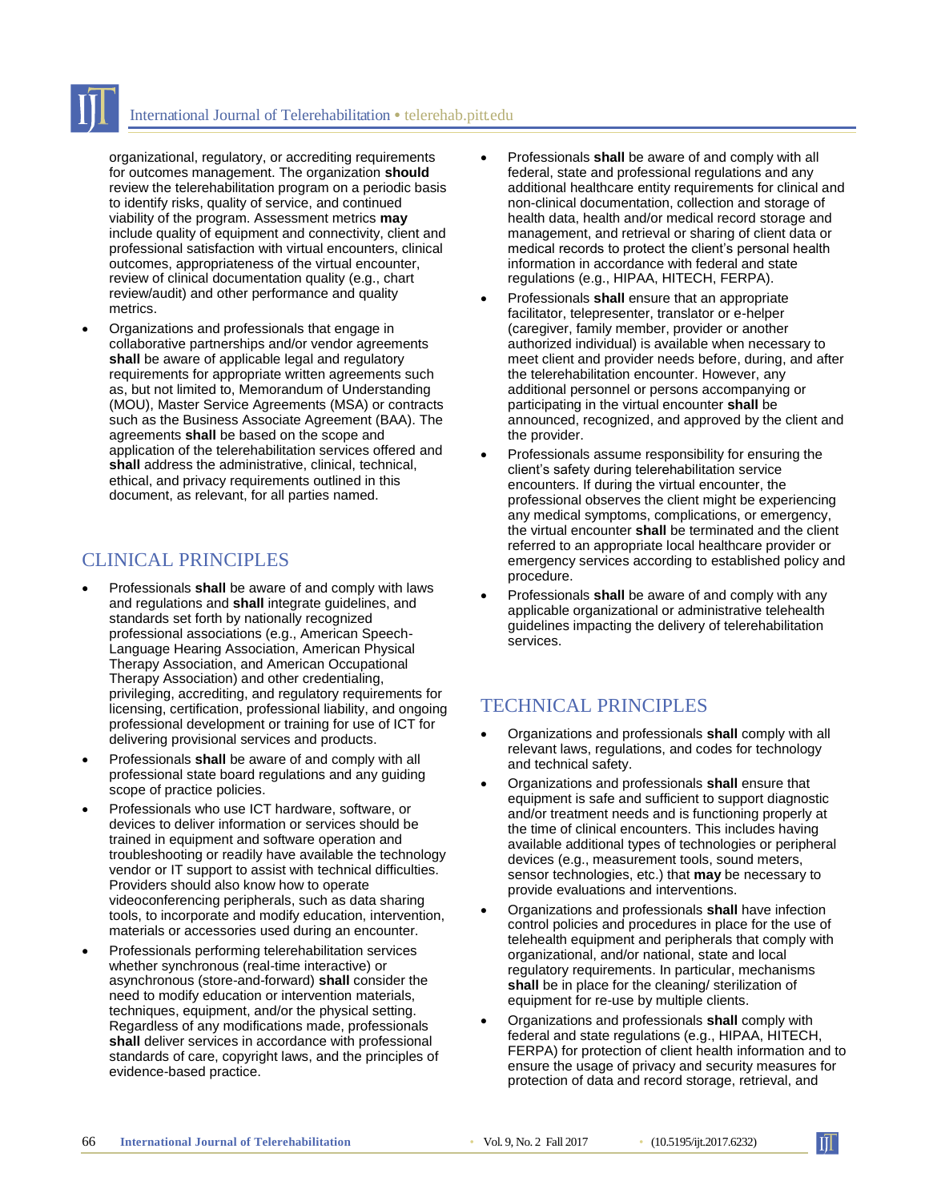organizational, regulatory, or accrediting requirements for outcomes management. The organization **should** review the telerehabilitation program on a periodic basis to identify risks, quality of service, and continued viability of the program. Assessment metrics **may** include quality of equipment and connectivity, client and professional satisfaction with virtual encounters, clinical outcomes, appropriateness of the virtual encounter, review of clinical documentation quality (e.g., chart review/audit) and other performance and quality metrics.

- Organizations and professionals that engage in collaborative partnerships and/or vendor agreements **shall** be aware of applicable legal and regulatory requirements for appropriate written agreements such as, but not limited to, Memorandum of Understanding (MOU), Master Service Agreements (MSA) or contracts such as the Business Associate Agreement (BAA). The agreements **shall** be based on the scope and application of the telerehabilitation services offered and **shall** address the administrative, clinical, technical, ethical, and privacy requirements outlined in this document, as relevant, for all parties named.

## CLINICAL PRINCIPLES

- Professionals **shall** be aware of and comply with laws and regulations and **shall** integrate guidelines, and standards set forth by nationally recognized professional associations (e.g., American Speech-Language Hearing Association, American Physical Therapy Association, and American Occupational Therapy Association) and other credentialing, privileging, accrediting, and regulatory requirements for licensing, certification, professional liability, and ongoing professional development or training for use of ICT for delivering provisional services and products.
- Professionals **shall** be aware of and comply with all professional state board regulations and any guiding scope of practice policies.
- Professionals who use ICT hardware, software, or devices to deliver information or services should be trained in equipment and software operation and troubleshooting or readily have available the technology vendor or IT support to assist with technical difficulties. Providers should also know how to operate videoconferencing peripherals, such as data sharing tools, to incorporate and modify education, intervention, materials or accessories used during an encounter.
- Professionals performing telerehabilitation services whether synchronous (real-time interactive) or asynchronous (store-and-forward) **shall** consider the need to modify education or intervention materials, techniques, equipment, and/or the physical setting. Regardless of any modifications made, professionals **shall** deliver services in accordance with professional standards of care, copyright laws, and the principles of evidence-based practice.
- Professionals **shall** be aware of and comply with all federal, state and professional regulations and any additional healthcare entity requirements for clinical and non-clinical documentation, collection and storage of health data, health and/or medical record storage and management, and retrieval or sharing of client data or medical records to protect the client's personal health information in accordance with federal and state regulations (e.g., HIPAA, HITECH, FERPA).
- Professionals **shall** ensure that an appropriate facilitator, telepresenter, translator or e-helper (caregiver, family member, provider or another authorized individual) is available when necessary to meet client and provider needs before, during, and after the telerehabilitation encounter. However, any additional personnel or persons accompanying or participating in the virtual encounter **shall** be announced, recognized, and approved by the client and the provider.
- Professionals assume responsibility for ensuring the client's safety during telerehabilitation service encounters. If during the virtual encounter, the professional observes the client might be experiencing any medical symptoms, complications, or emergency, the virtual encounter **shall** be terminated and the client referred to an appropriate local healthcare provider or emergency services according to established policy and procedure.
- Professionals **shall** be aware of and comply with any applicable organizational or administrative telehealth guidelines impacting the delivery of telerehabilitation services.

## TECHNICAL PRINCIPLES

- Organizations and professionals **shall** comply with all relevant laws, regulations, and codes for technology and technical safety.
- Organizations and professionals **shall** ensure that equipment is safe and sufficient to support diagnostic and/or treatment needs and is functioning properly at the time of clinical encounters. This includes having available additional types of technologies or peripheral devices (e.g., measurement tools, sound meters, sensor technologies, etc.) that **may** be necessary to provide evaluations and interventions.
- Organizations and professionals **shall** have infection control policies and procedures in place for the use of telehealth equipment and peripherals that comply with organizational, and/or national, state and local regulatory requirements. In particular, mechanisms **shall** be in place for the cleaning/ sterilization of equipment for re-use by multiple clients.
- Organizations and professionals **shall** comply with federal and state regulations (e.g., HIPAA, HITECH, FERPA) for protection of client health information and to ensure the usage of privacy and security measures for protection of data and record storage, retrieval, and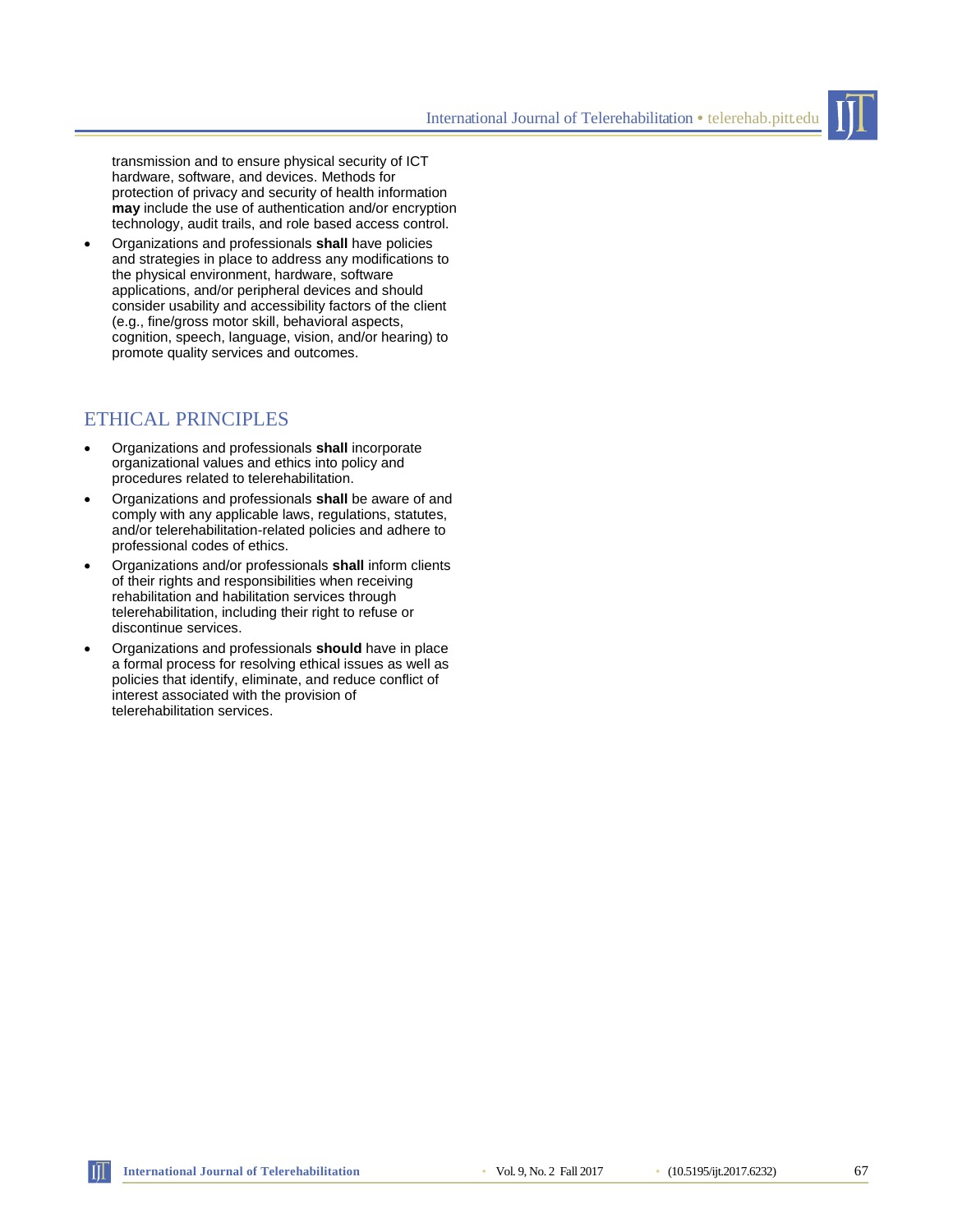transmission and to ensure physical security of ICT hardware, software, and devices. Methods for protection of privacy and security of health information **may** include the use of authentication and/or encryption technology, audit trails, and role based access control.

- Organizations and professionals **shall** have policies and strategies in place to address any modifications to the physical environment, hardware, software applications, and/or peripheral devices and should consider usability and accessibility factors of the client (e.g., fine/gross motor skill, behavioral aspects, cognition, speech, language, vision, and/or hearing) to promote quality services and outcomes.

## ETHICAL PRINCIPLES

- Organizations and professionals **shall** incorporate organizational values and ethics into policy and procedures related to telerehabilitation.
- Organizations and professionals **shall** be aware of and comply with any applicable laws, regulations, statutes, and/or telerehabilitation-related policies and adhere to professional codes of ethics.
- Organizations and/or professionals **shall** inform clients of their rights and responsibilities when receiving rehabilitation and habilitation services through telerehabilitation, including their right to refuse or discontinue services.
- Organizations and professionals **should** have in place a formal process for resolving ethical issues as well as policies that identify, eliminate, and reduce conflict of interest associated with the provision of telerehabilitation services.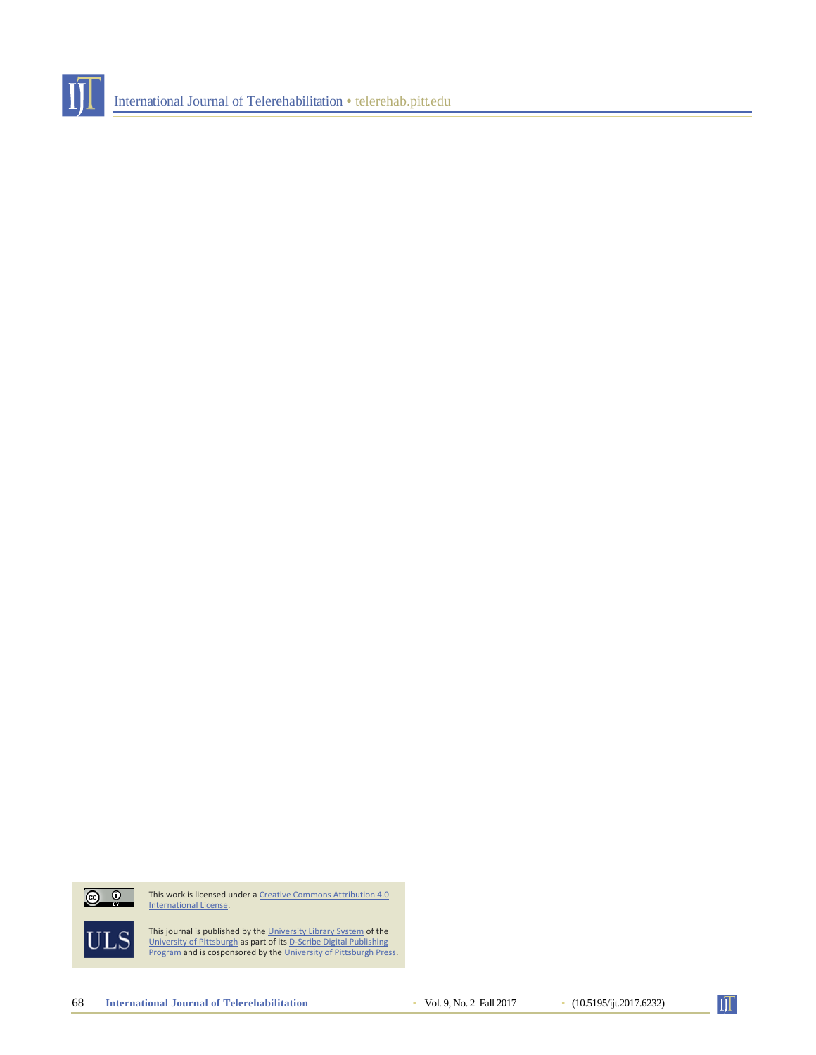This work is licensed under a Creative Commons Attribution 4.0 International License.

This journal is published by the University Library System of the University of Pittsburgh as part of its D-Scribe Digital Publishing Program and is cosponsored by the University of Pittsburgh Press.